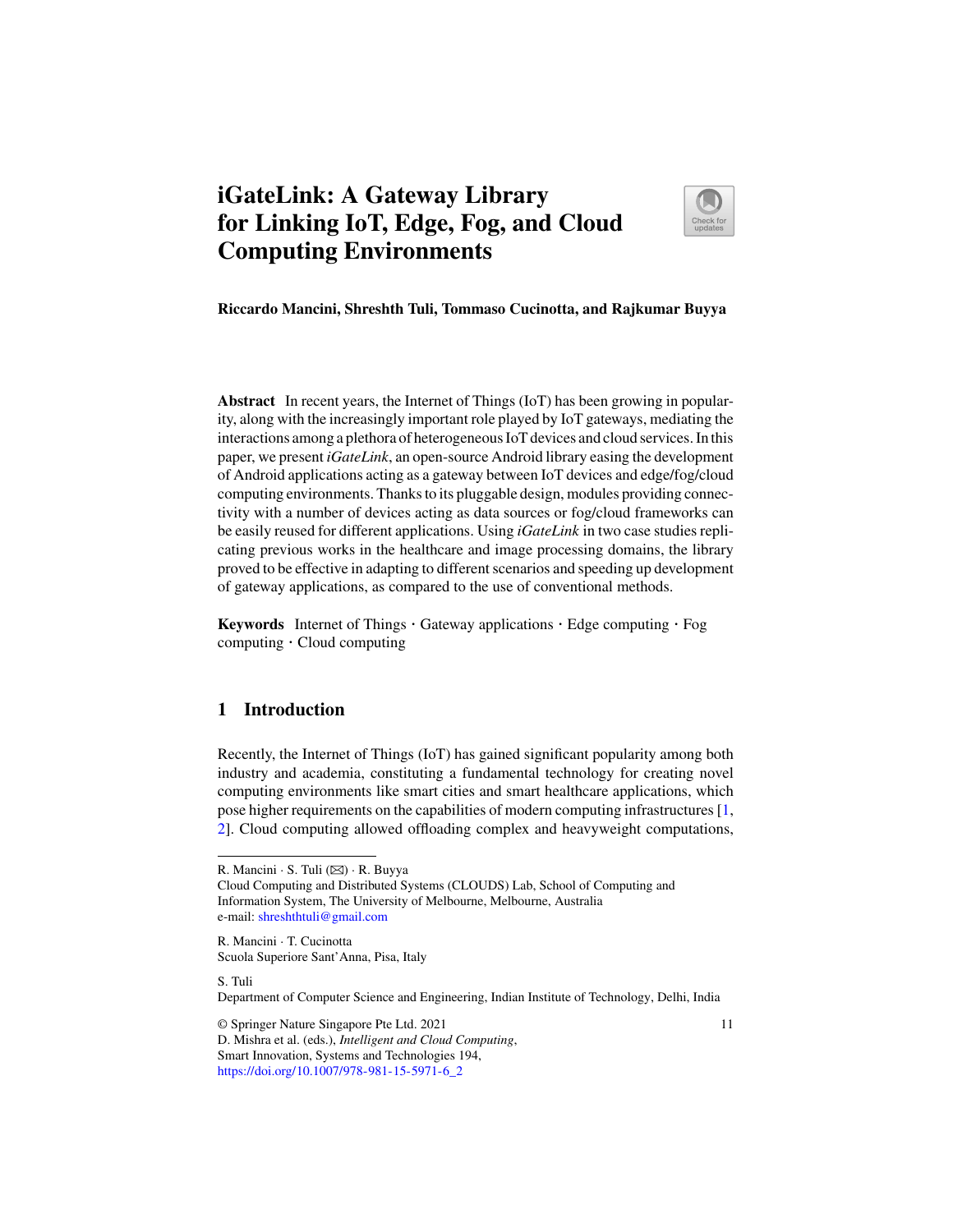# iGateLink: A Gateway Library for Linking IoT, Edge, Fog, and Cloud Computing Environments

**Riccardo Mancini, Shreshth Tuli, Tommaso Cucinotta, and Rajkumar Buyya**

**Abstract** In recent years, the Internet of Things (IoT) has been growing in popularity, along with the increasingly important role played by IoT gateways, mediating the interactions among a plethora of heterogeneous IoT devices and cloud services. In this paper, we present *iGateLink*, an open-source Android library easing the development of Android applications acting as a gateway between IoT devices and edge/fog/cloud computing environments. Thanks to its pluggable design, modules providing connectivity with a number of devices acting as data sources or fog/cloud frameworks can be easily reused for different applications. Using *iGateLink* in two case studies replicating previous works in the healthcare and image processing domains, the library proved to be effective in adapting to different scenarios and speeding up development of gateway applications, as compared to the use of conventional methods.

**Keywords** Internet of Things · Gateway applications · Edge computing · Fog computing · Cloud computing

## 1 Introduction

Recently, the Internet of Things (IoT) has gained significant popularity among both industry and academia, constituting a fundamental technology for creating novel computing environments like smart cities and smart healthcare applications, which pose higher requirements on the capabilities of modern computing infrastructures [1, 2]. Cloud computing allowed offloading complex and heavyweight computations,

---

R. Mancini · S. Tuli (✉) · R. Buyya
Cloud Computing and Distributed Systems (CLOUDS) Lab, School of Computing and Information System, The University of Melbourne, Melbourne, Australia
e-mail: shreshthtuli@gmail.com

R. Mancini · T. Cucinotta
Scuola Superiore Sant'Anna, Pisa, Italy

S. Tuli
Department of Computer Science and Engineering, Indian Institute of Technology, Delhi, India

© Springer Nature Singapore Pte Ltd. 2021
D. Mishra et al. (eds.), *Intelligent and Cloud Computing*,
Smart Innovation, Systems and Technologies 194,
https://doi.org/10.1007/978-981-15-5971-6_2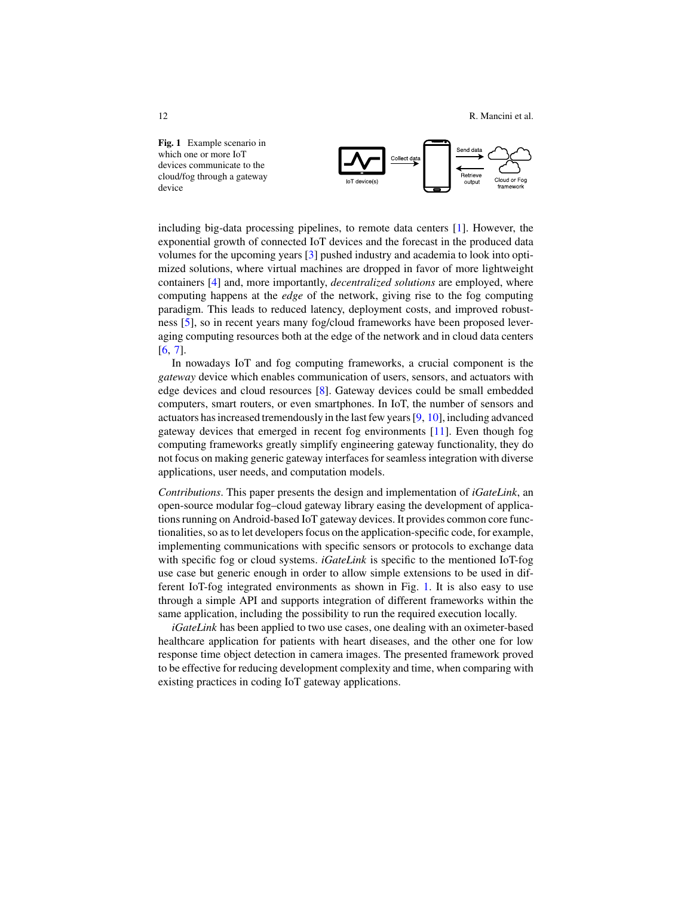**Fig. 1** Example scenario in which one or more IoT devices communicate to the cloud/fog through a gateway device

IoT device(s)
Collect data
Send data
Retrieve output
Cloud or Fog framework

including big-data processing pipelines, to remote data centers [1]. However, the exponential growth of connected IoT devices and the forecast in the produced data volumes for the upcoming years [3] pushed industry and academia to look into optimized solutions, where virtual machines are dropped in favor of more lightweight containers [4] and, more importantly, *decentralized solutions* are employed, where computing happens at the *edge* of the network, giving rise to the fog computing paradigm. This leads to reduced latency, deployment costs, and improved robustness [5], so in recent years many fog/cloud frameworks have been proposed leveraging computing resources both at the edge of the network and in cloud data centers [6, 7].

In nowadays IoT and fog computing frameworks, a crucial component is the *gateway* device which enables communication of users, sensors, and actuators with edge devices and cloud resources [8]. Gateway devices could be small embedded computers, smart routers, or even smartphones. In IoT, the number of sensors and actuators has increased tremendously in the last few years [9, 10], including advanced gateway devices that emerged in recent fog environments [11]. Even though fog computing frameworks greatly simplify engineering gateway functionality, they do not focus on making generic gateway interfaces for seamless integration with diverse applications, user needs, and computation models.

*Contributions*. This paper presents the design and implementation of *iGateLink*, an open-source modular fog–cloud gateway library easing the development of applications running on Android-based IoT gateway devices. It provides common core functionalities, so as to let developers focus on the application-specific code, for example, implementing communications with specific sensors or protocols to exchange data with specific fog or cloud systems. *iGateLink* is specific to the mentioned IoT-fog use case but generic enough in order to allow simple extensions to be used in different IoT-fog integrated environments as shown in Fig. 1. It is also easy to use through a simple API and supports integration of different frameworks within the same application, including the possibility to run the required execution locally.

*iGateLink* has been applied to two use cases, one dealing with an oximeter-based healthcare application for patients with heart diseases, and the other one for low response time object detection in camera images. The presented framework proved to be effective for reducing development complexity and time, when comparing with existing practices in coding IoT gateway applications.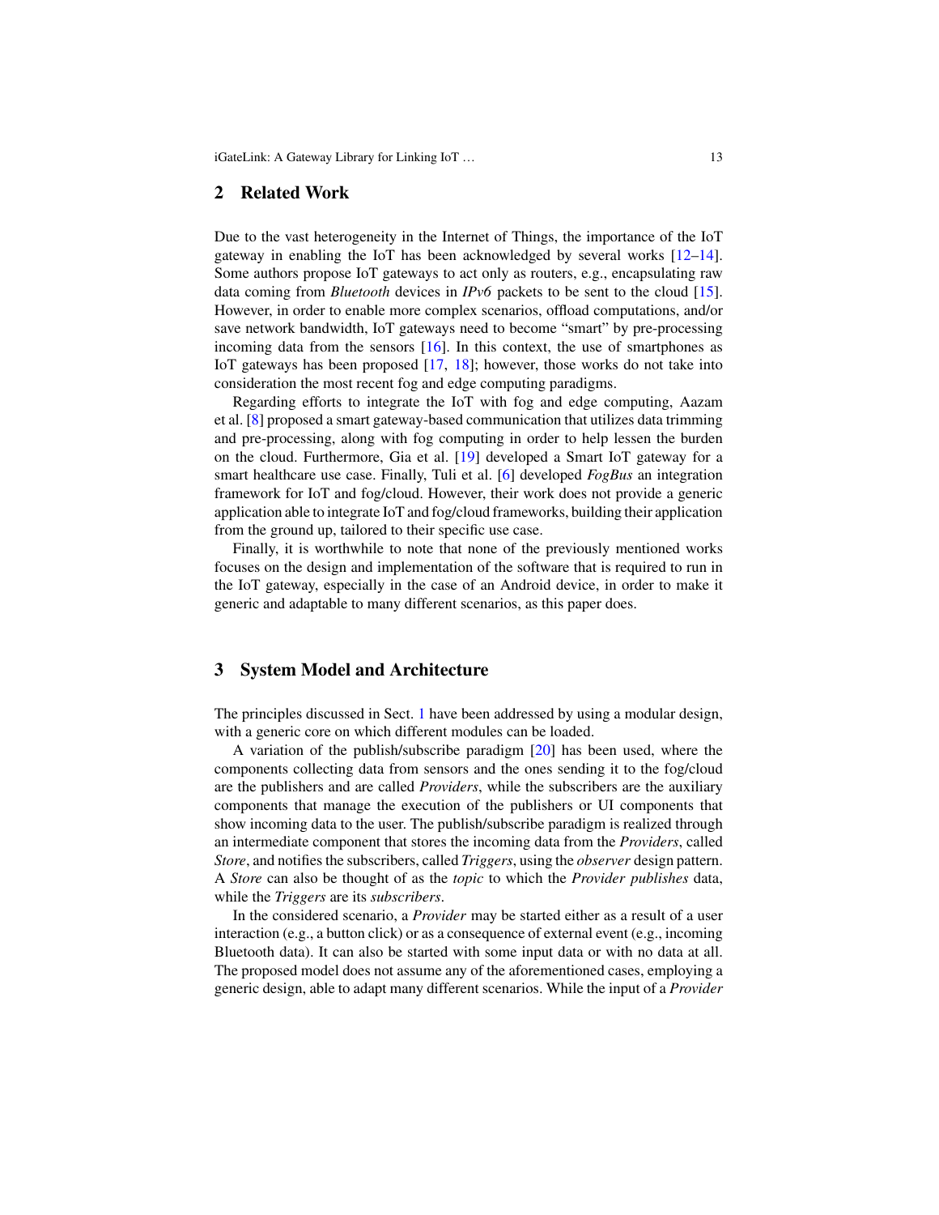## 2 Related Work

Due to the vast heterogeneity in the Internet of Things, the importance of the IoT gateway in enabling the IoT has been acknowledged by several works [12–14]. Some authors propose IoT gateways to act only as routers, e.g., encapsulating raw data coming from *Bluetooth* devices in *IPv6* packets to be sent to the cloud [15]. However, in order to enable more complex scenarios, offload computations, and/or save network bandwidth, IoT gateways need to become "smart" by pre-processing incoming data from the sensors [16]. In this context, the use of smartphones as IoT gateways has been proposed [17, 18]; however, those works do not take into consideration the most recent fog and edge computing paradigms.

Regarding efforts to integrate the IoT with fog and edge computing, Aazam et al. [8] proposed a smart gateway-based communication that utilizes data trimming and pre-processing, along with fog computing in order to help lessen the burden on the cloud. Furthermore, Gia et al. [19] developed a Smart IoT gateway for a smart healthcare use case. Finally, Tuli et al. [6] developed *FogBus* an integration framework for IoT and fog/cloud. However, their work does not provide a generic application able to integrate IoT and fog/cloud frameworks, building their application from the ground up, tailored to their specific use case.

Finally, it is worthwhile to note that none of the previously mentioned works focuses on the design and implementation of the software that is required to run in the IoT gateway, especially in the case of an Android device, in order to make it generic and adaptable to many different scenarios, as this paper does.

## 3 System Model and Architecture

The principles discussed in Sect. 1 have been addressed by using a modular design, with a generic core on which different modules can be loaded.

A variation of the publish/subscribe paradigm [20] has been used, where the components collecting data from sensors and the ones sending it to the fog/cloud are the publishers and are called *Providers*, while the subscribers are the auxiliary components that manage the execution of the publishers or UI components that show incoming data to the user. The publish/subscribe paradigm is realized through an intermediate component that stores the incoming data from the *Providers*, called *Store*, and notifies the subscribers, called *Triggers*, using the *observer* design pattern. A *Store* can also be thought of as the *topic* to which the *Provider publishes* data, while the *Triggers* are its *subscribers*.

In the considered scenario, a *Provider* may be started either as a result of a user interaction (e.g., a button click) or as a consequence of external event (e.g., incoming Bluetooth data). It can also be started with some input data or with no data at all. The proposed model does not assume any of the aforementioned cases, employing a generic design, able to adapt many different scenarios. While the input of a *Provider*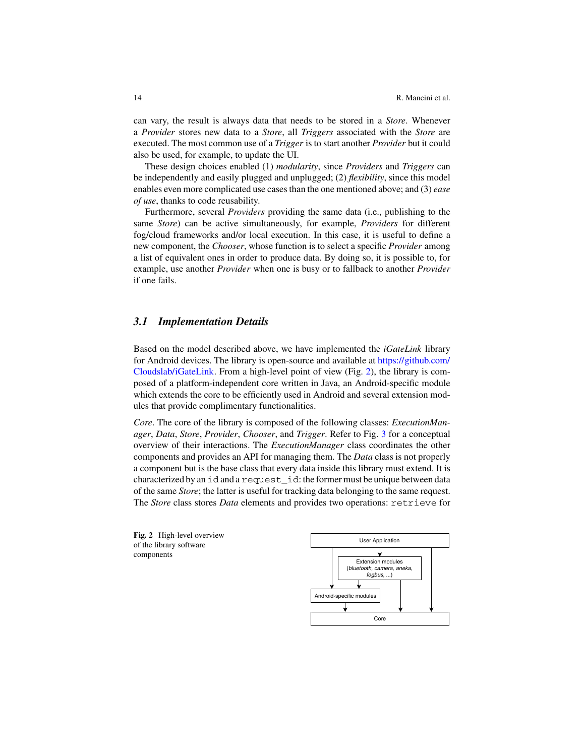can vary, the result is always data that needs to be stored in a *Store*. Whenever a *Provider* stores new data to a *Store*, all *Triggers* associated with the *Store* are executed. The most common use of a *Trigger* is to start another *Provider* but it could also be used, for example, to update the UI.

These design choices enabled (1) *modularity*, since *Providers* and *Triggers* can be independently and easily plugged and unplugged; (2) *flexibility*, since this model enables even more complicated use cases than the one mentioned above; and (3) *ease of use*, thanks to code reusability.

Furthermore, several *Providers* providing the same data (i.e., publishing to the same *Store*) can be active simultaneously, for example, *Providers* for different fog/cloud frameworks and/or local execution. In this case, it is useful to define a new component, the *Chooser*, whose function is to select a specific *Provider* among a list of equivalent ones in order to produce data. By doing so, it is possible to, for example, use another *Provider* when one is busy or to fallback to another *Provider* if one fails.

### 3.1 Implementation Details

Based on the model described above, we have implemented the *iGateLink* library for Android devices. The library is open-source and available at https://github.com/Cloudslab/iGateLink. From a high-level point of view (Fig. 2), the library is composed of a platform-independent core written in Java, an Android-specific module which extends the core to be efficiently used in Android and several extension modules that provide complimentary functionalities.

*Core*. The core of the library is composed of the following classes: *ExecutionManager*, *Data*, *Store*, *Provider*, *Chooser*, and *Trigger*. Refer to Fig. 3 for a conceptual overview of their interactions. The *ExecutionManager* class coordinates the other components and provides an API for managing them. The *Data* class is not properly a component but is the base class that every data inside this library must extend. It is characterized by an `id` and a `request_id`: the former must be unique between data of the same *Store*; the latter is useful for tracking data belonging to the same request. The *Store* class stores *Data* elements and provides two operations: `retrieve` for

**Fig. 2** High-level overview of the library software components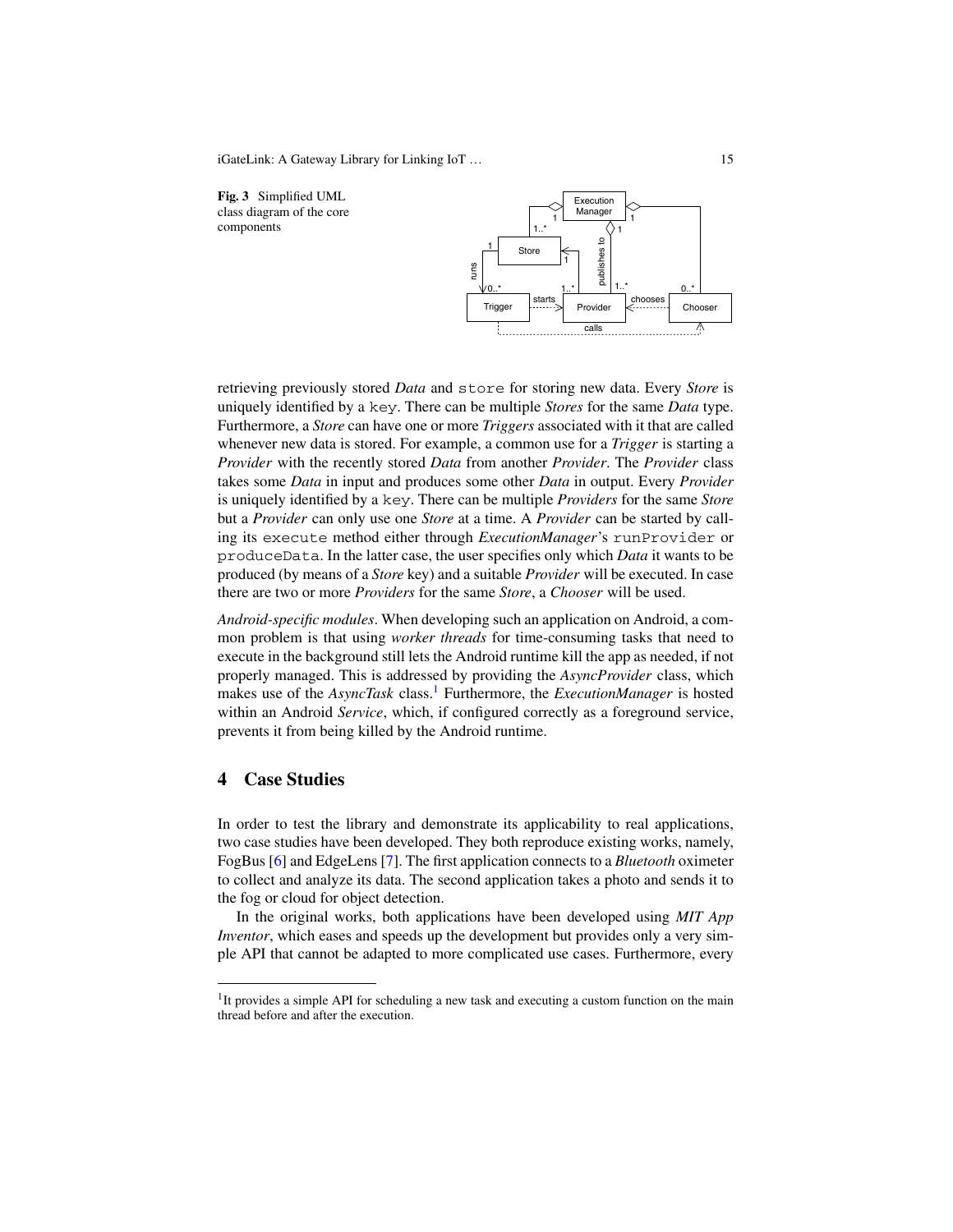**Fig. 3** Simplified UML class diagram of the core components

Execution Manager
Store
Trigger
Provider
Chooser
runs
starts
publishes to
chooses
calls
1
1..*
1
1
1
0..*
1..*
1..*
0..*
1

retrieving previously stored *Data* and `store` for storing new data. Every *Store* is uniquely identified by a `key`. There can be multiple *Stores* for the same *Data* type. Furthermore, a *Store* can have one or more *Triggers* associated with it that are called whenever new data is stored. For example, a common use for a *Trigger* is starting a *Provider* with the recently stored *Data* from another *Provider*. The *Provider* class takes some *Data* in input and produces some other *Data* in output. Every *Provider* is uniquely identified by a `key`. There can be multiple *Providers* for the same *Store* but a *Provider* can only use one *Store* at a time. A *Provider* can be started by calling its `execute` method either through *ExecutionManager*'s `runProvider` or `produceData`. In the latter case, the user specifies only which *Data* it wants to be produced (by means of a *Store* key) and a suitable *Provider* will be executed. In case there are two or more *Providers* for the same *Store*, a *Chooser* will be used.

*Android-specific modules*. When developing such an application on Android, a common problem is that using *worker threads* for time-consuming tasks that need to execute in the background still lets the Android runtime kill the app as needed, if not properly managed. This is addressed by providing the *AsyncProvider* class, which makes use of the *AsyncTask* class.[1] Furthermore, the *ExecutionManager* is hosted within an Android *Service*, which, if configured correctly as a foreground service, prevents it from being killed by the Android runtime.

## 4 Case Studies

In order to test the library and demonstrate its applicability to real applications, two case studies have been developed. They both reproduce existing works, namely, FogBus [6] and EdgeLens [7]. The first application connects to a *Bluetooth* oximeter to collect and analyze its data. The second application takes a photo and sends it to the fog or cloud for object detection.

In the original works, both applications have been developed using *MIT App Inventor*, which eases and speeds up the development but provides only a very simple API that cannot be adapted to more complicated use cases. Furthermore, every

[1] It provides a simple API for scheduling a new task and executing a custom function on the main thread before and after the execution.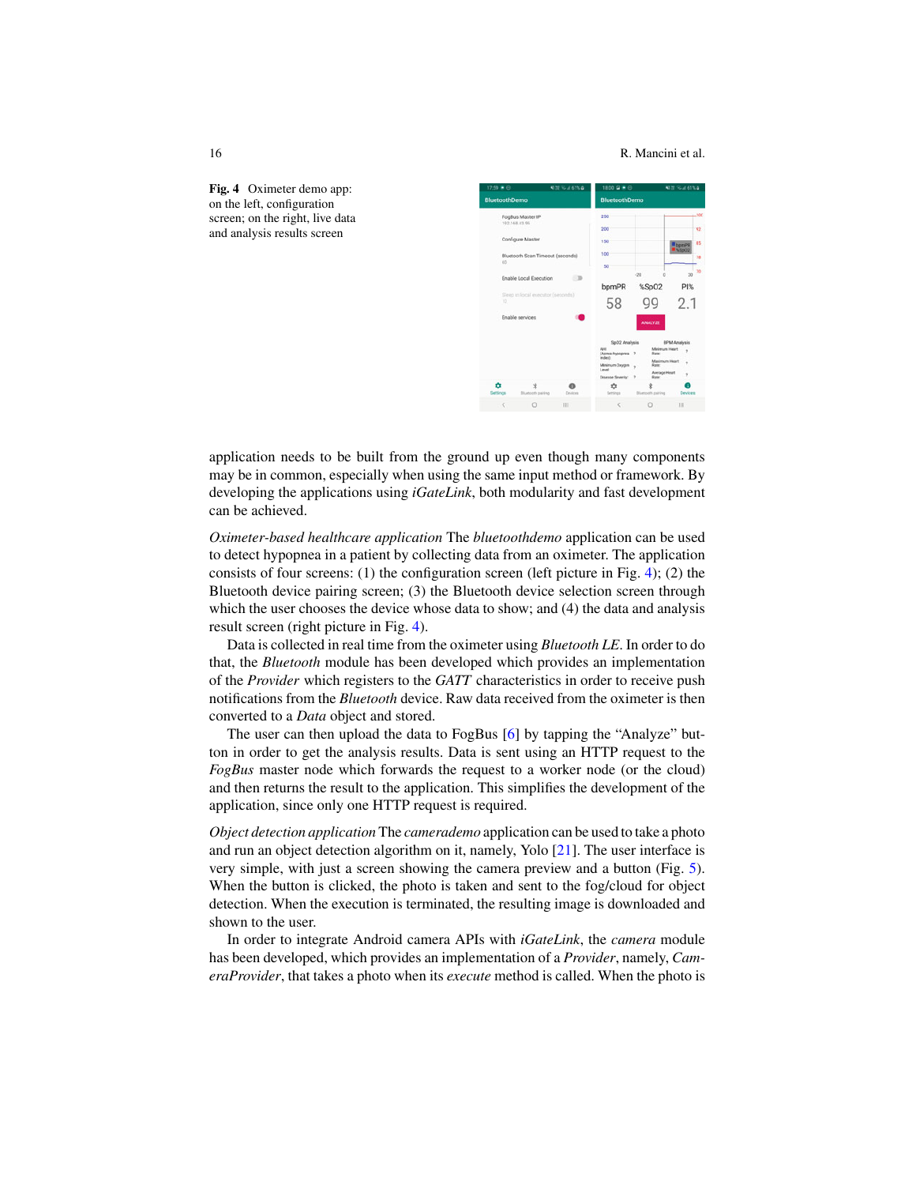**Fig. 4** Oximeter demo app: on the left, configuration screen; on the right, live data and analysis results screen

application needs to be built from the ground up even though many components may be in common, especially when using the same input method or framework. By developing the applications using *iGateLink*, both modularity and fast development can be achieved.

*Oximeter-based healthcare application* The *bluetoothdemo* application can be used to detect hypopnea in a patient by collecting data from an oximeter. The application consists of four screens: (1) the configuration screen (left picture in Fig. 4); (2) the Bluetooth device pairing screen; (3) the Bluetooth device selection screen through which the user chooses the device whose data to show; and (4) the data and analysis result screen (right picture in Fig. 4).

Data is collected in real time from the oximeter using *Bluetooth LE*. In order to do that, the *Bluetooth* module has been developed which provides an implementation of the *Provider* which registers to the *GATT* characteristics in order to receive push notifications from the *Bluetooth* device. Raw data received from the oximeter is then converted to a *Data* object and stored.

The user can then upload the data to FogBus [6] by tapping the "Analyze" button in order to get the analysis results. Data is sent using an HTTP request to the *FogBus* master node which forwards the request to a worker node (or the cloud) and then returns the result to the application. This simplifies the development of the application, since only one HTTP request is required.

*Object detection application* The *camerademo* application can be used to take a photo and run an object detection algorithm on it, namely, Yolo [21]. The user interface is very simple, with just a screen showing the camera preview and a button (Fig. 5). When the button is clicked, the photo is taken and sent to the fog/cloud for object detection. When the execution is terminated, the resulting image is downloaded and shown to the user.

In order to integrate Android camera APIs with *iGateLink*, the *camera* module has been developed, which provides an implementation of a *Provider*, namely, *CameraProvider*, that takes a photo when its *execute* method is called. When the photo is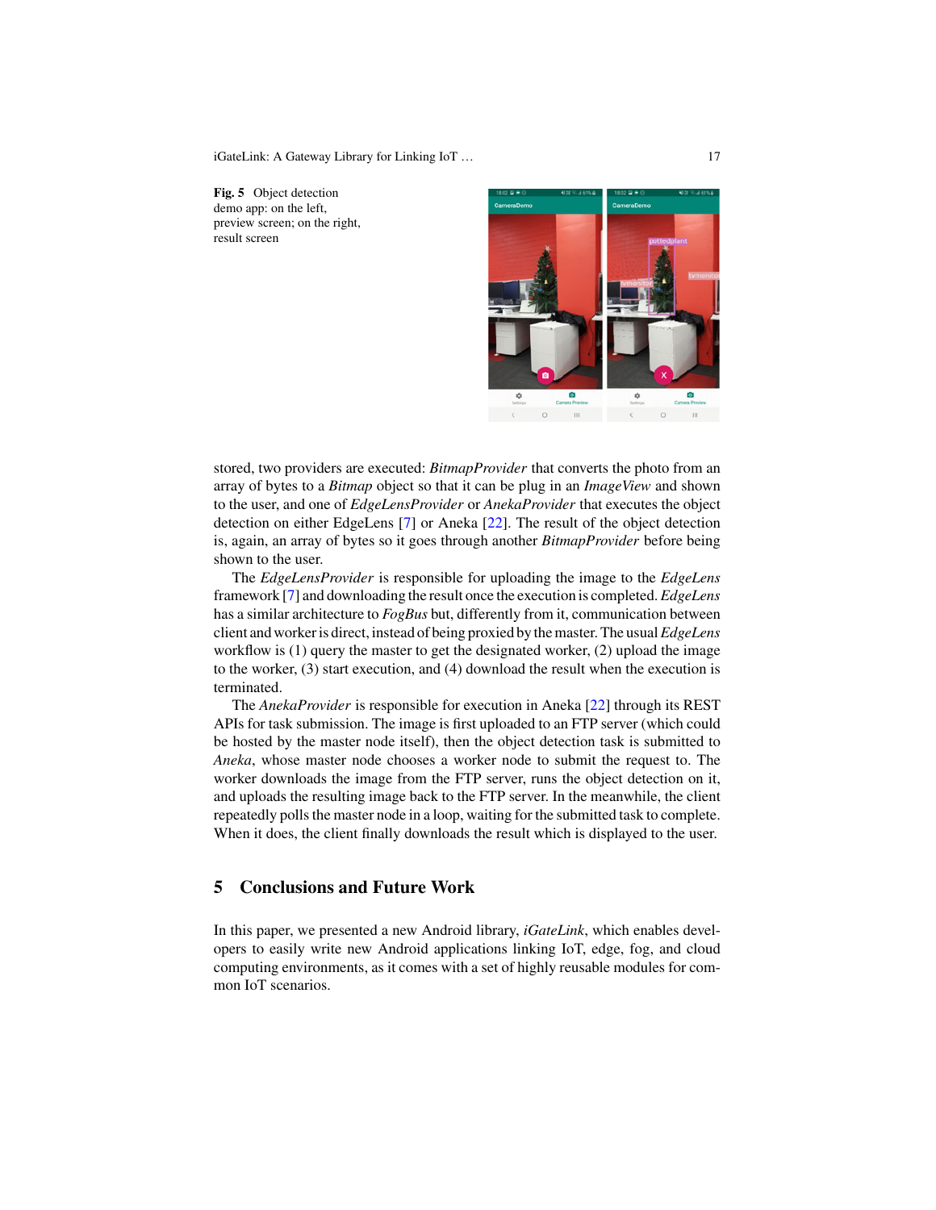**Fig. 5** Object detection demo app: on the left, preview screen; on the right, result screen

stored, two providers are executed: *BitmapProvider* that converts the photo from an array of bytes to a *Bitmap* object so that it can be plug in an *ImageView* and shown to the user, and one of *EdgeLensProvider* or *AnekaProvider* that executes the object detection on either EdgeLens [7] or Aneka [22]. The result of the object detection is, again, an array of bytes so it goes through another *BitmapProvider* before being shown to the user.

The *EdgeLensProvider* is responsible for uploading the image to the *EdgeLens* framework [7] and downloading the result once the execution is completed. *EdgeLens* has a similar architecture to *FogBus* but, differently from it, communication between client and worker is direct, instead of being proxied by the master. The usual *EdgeLens* workflow is (1) query the master to get the designated worker, (2) upload the image to the worker, (3) start execution, and (4) download the result when the execution is terminated.

The *AnekaProvider* is responsible for execution in Aneka [22] through its REST APIs for task submission. The image is first uploaded to an FTP server (which could be hosted by the master node itself), then the object detection task is submitted to *Aneka*, whose master node chooses a worker node to submit the request to. The worker downloads the image from the FTP server, runs the object detection on it, and uploads the resulting image back to the FTP server. In the meanwhile, the client repeatedly polls the master node in a loop, waiting for the submitted task to complete. When it does, the client finally downloads the result which is displayed to the user.

## 5 Conclusions and Future Work

In this paper, we presented a new Android library, *iGateLink*, which enables developers to easily write new Android applications linking IoT, edge, fog, and cloud computing environments, as it comes with a set of highly reusable modules for common IoT scenarios.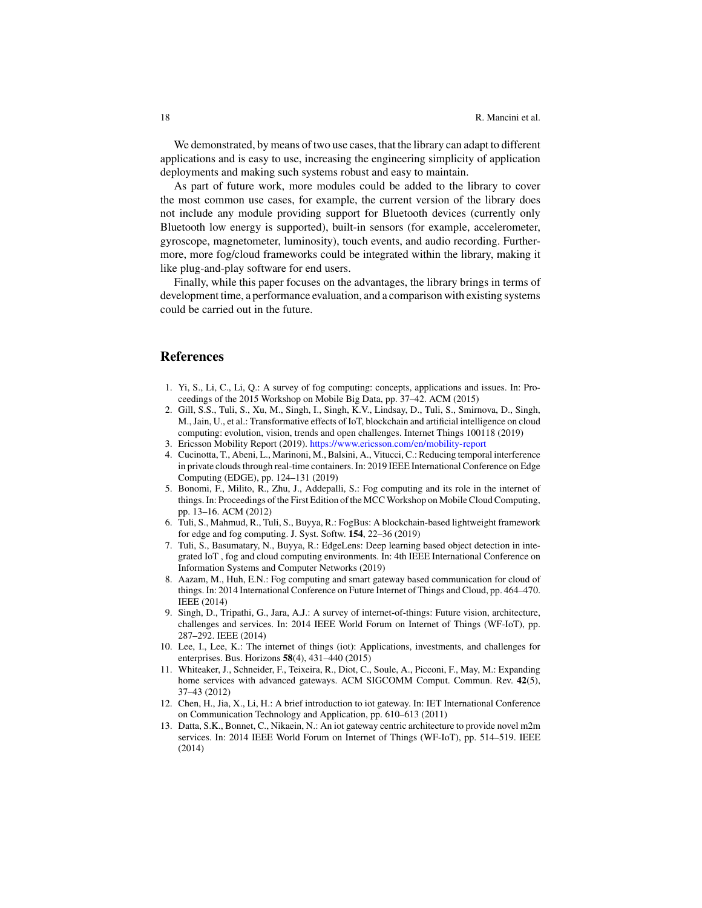We demonstrated, by means of two use cases, that the library can adapt to different applications and is easy to use, increasing the engineering simplicity of application deployments and making such systems robust and easy to maintain.

As part of future work, more modules could be added to the library to cover the most common use cases, for example, the current version of the library does not include any module providing support for Bluetooth devices (currently only Bluetooth low energy is supported), built-in sensors (for example, accelerometer, gyroscope, magnetometer, luminosity), touch events, and audio recording. Furthermore, more fog/cloud frameworks could be integrated within the library, making it like plug-and-play software for end users.

Finally, while this paper focuses on the advantages, the library brings in terms of development time, a performance evaluation, and a comparison with existing systems could be carried out in the future.

## References

1. Yi, S., Li, C., Li, Q.: A survey of fog computing: concepts, applications and issues. In: Proceedings of the 2015 Workshop on Mobile Big Data, pp. 37–42. ACM (2015)
2. Gill, S.S., Tuli, S., Xu, M., Singh, I., Singh, K.V., Lindsay, D., Tuli, S., Smirnova, D., Singh, M., Jain, U., et al.: Transformative effects of IoT, blockchain and artificial intelligence on cloud computing: evolution, vision, trends and open challenges. Internet Things 100118 (2019)
3. Ericsson Mobility Report (2019). https://www.ericsson.com/en/mobility-report
4. Cucinotta, T., Abeni, L., Marinoni, M., Balsini, A., Vitucci, C.: Reducing temporal interference in private clouds through real-time containers. In: 2019 IEEE International Conference on Edge Computing (EDGE), pp. 124–131 (2019)
5. Bonomi, F., Milito, R., Zhu, J., Addepalli, S.: Fog computing and its role in the internet of things. In: Proceedings of the First Edition of the MCC Workshop on Mobile Cloud Computing, pp. 13–16. ACM (2012)
6. Tuli, S., Mahmud, R., Tuli, S., Buyya, R.: FogBus: A blockchain-based lightweight framework for edge and fog computing. J. Syst. Softw. **154**, 22–36 (2019)
7. Tuli, S., Basumatary, N., Buyya, R.: EdgeLens: Deep learning based object detection in integrated IoT , fog and cloud computing environments. In: 4th IEEE International Conference on Information Systems and Computer Networks (2019)
8. Aazam, M., Huh, E.N.: Fog computing and smart gateway based communication for cloud of things. In: 2014 International Conference on Future Internet of Things and Cloud, pp. 464–470. IEEE (2014)
9. Singh, D., Tripathi, G., Jara, A.J.: A survey of internet-of-things: Future vision, architecture, challenges and services. In: 2014 IEEE World Forum on Internet of Things (WF-IoT), pp. 287–292. IEEE (2014)
10. Lee, I., Lee, K.: The internet of things (iot): Applications, investments, and challenges for enterprises. Bus. Horizons **58**(4), 431–440 (2015)
11. Whiteaker, J., Schneider, F., Teixeira, R., Diot, C., Soule, A., Picconi, F., May, M.: Expanding home services with advanced gateways. ACM SIGCOMM Comput. Commun. Rev. **42**(5), 37–43 (2012)
12. Chen, H., Jia, X., Li, H.: A brief introduction to iot gateway. In: IET International Conference on Communication Technology and Application, pp. 610–613 (2011)
13. Datta, S.K., Bonnet, C., Nikaein, N.: An iot gateway centric architecture to provide novel m2m services. In: 2014 IEEE World Forum on Internet of Things (WF-IoT), pp. 514–519. IEEE (2014)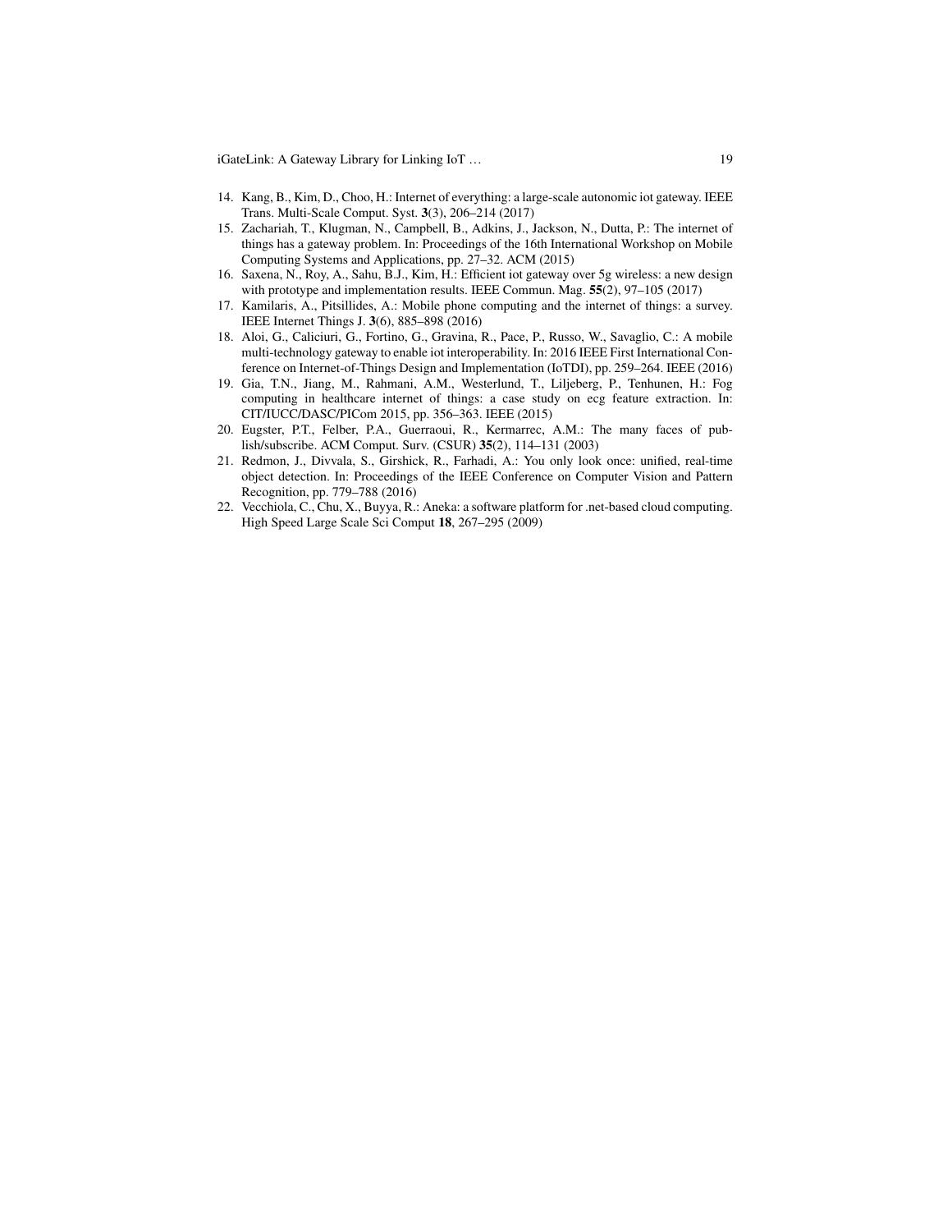14. Kang, B., Kim, D., Choo, H.: Internet of everything: a large-scale autonomic iot gateway. IEEE Trans. Multi-Scale Comput. Syst. **3**(3), 206–214 (2017)
15. Zachariah, T., Klugman, N., Campbell, B., Adkins, J., Jackson, N., Dutta, P.: The internet of things has a gateway problem. In: Proceedings of the 16th International Workshop on Mobile Computing Systems and Applications, pp. 27–32. ACM (2015)
16. Saxena, N., Roy, A., Sahu, B.J., Kim, H.: Efficient iot gateway over 5g wireless: a new design with prototype and implementation results. IEEE Commun. Mag. **55**(2), 97–105 (2017)
17. Kamilaris, A., Pitsillides, A.: Mobile phone computing and the internet of things: a survey. IEEE Internet Things J. **3**(6), 885–898 (2016)
18. Aloi, G., Caliciuri, G., Fortino, G., Gravina, R., Pace, P., Russo, W., Savaglio, C.: A mobile multi-technology gateway to enable iot interoperability. In: 2016 IEEE First International Conference on Internet-of-Things Design and Implementation (IoTDI), pp. 259–264. IEEE (2016)
19. Gia, T.N., Jiang, M., Rahmani, A.M., Westerlund, T., Liljeberg, P., Tenhunen, H.: Fog computing in healthcare internet of things: a case study on ecg feature extraction. In: CIT/IUCC/DASC/PICom 2015, pp. 356–363. IEEE (2015)
20. Eugster, P.T., Felber, P.A., Guerraoui, R., Kermarrec, A.M.: The many faces of publish/subscribe. ACM Comput. Surv. (CSUR) **35**(2), 114–131 (2003)
21. Redmon, J., Divvala, S., Girshick, R., Farhadi, A.: You only look once: unified, real-time object detection. In: Proceedings of the IEEE Conference on Computer Vision and Pattern Recognition, pp. 779–788 (2016)
22. Vecchiola, C., Chu, X., Buyya, R.: Aneka: a software platform for .net-based cloud computing. High Speed Large Scale Sci Comput **18**, 267–295 (2009)